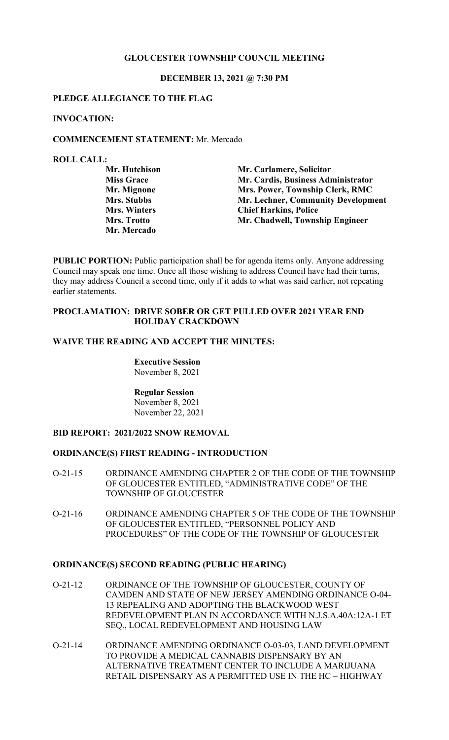# GLOUCESTER TOWNSHIP COUNCIL MEETING

## DECEMBER 13, 2021 @ 7:30 PM

**PLEDGE ALLEGIANCE TO THE FLAG**

**INVOCATION:**

**COMMENCEMENT STATEMENT:** Mr. Mercado

**ROLL CALL:**

| | |
|---|---|
| **Mr. Hutchison** | **Mr. Carlamere, Solicitor** |
| **Miss Grace** | **Mr. Cardis, Business Administrator** |
| **Mr. Mignone** | **Mrs. Power, Township Clerk, RMC** |
| **Mrs. Stubbs** | **Mr. Lechner, Community Development** |
| **Mrs. Winters** | **Chief Harkins, Police** |
| **Mrs. Trotto** | **Mr. Chadwell, Township Engineer** |
| **Mr. Mercado** | |

**PUBLIC PORTION:** Public participation shall be for agenda items only. Anyone addressing Council may speak one time. Once all those wishing to address Council have had their turns, they may address Council a second time, only if it adds to what was said earlier, not repeating earlier statements.

**PROCLAMATION: DRIVE SOBER OR GET PULLED OVER 2021 YEAR END HOLIDAY CRACKDOWN**

**WAIVE THE READING AND ACCEPT THE MINUTES:**

**Executive Session**
November 8, 2021

**Regular Session**
November 8, 2021
November 22, 2021

**BID REPORT: 2021/2022 SNOW REMOVAL**

**ORDINANCE(S) FIRST READING - INTRODUCTION**

O-21-15 ORDINANCE AMENDING CHAPTER 2 OF THE CODE OF THE TOWNSHIP OF GLOUCESTER ENTITLED, "ADMINISTRATIVE CODE" OF THE TOWNSHIP OF GLOUCESTER

O-21-16 ORDINANCE AMENDING CHAPTER 5 OF THE CODE OF THE TOWNSHIP OF GLOUCESTER ENTITLED, "PERSONNEL POLICY AND PROCEDURES" OF THE CODE OF THE TOWNSHIP OF GLOUCESTER

**ORDINANCE(S) SECOND READING (PUBLIC HEARING)**

O-21-12 ORDINANCE OF THE TOWNSHIP OF GLOUCESTER, COUNTY OF CAMDEN AND STATE OF NEW JERSEY AMENDING ORDINANCE O-04-13 REPEALING AND ADOPTING THE BLACKWOOD WEST REDEVELOPMENT PLAN IN ACCORDANCE WITH N.J.S.A.40A:12A-1 ET SEQ., LOCAL REDEVELOPMENT AND HOUSING LAW

O-21-14 ORDINANCE AMENDING ORDINANCE O-03-03, LAND DEVELOPMENT TO PROVIDE A MEDICAL CANNABIS DISPENSARY BY AN ALTERNATIVE TREATMENT CENTER TO INCLUDE A MARIJUANA RETAIL DISPENSARY AS A PERMITTED USE IN THE HC – HIGHWAY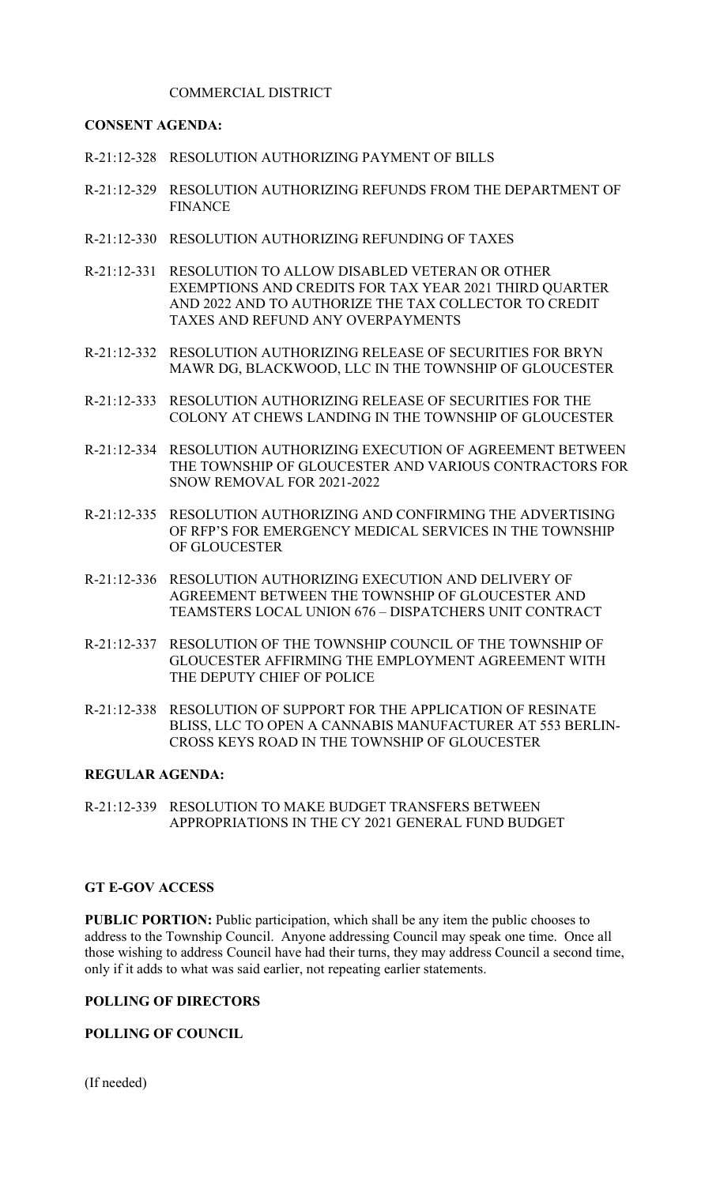COMMERCIAL DISTRICT

**CONSENT AGENDA:**

R-21:12-328 RESOLUTION AUTHORIZING PAYMENT OF BILLS

R-21:12-329 RESOLUTION AUTHORIZING REFUNDS FROM THE DEPARTMENT OF FINANCE

R-21:12-330 RESOLUTION AUTHORIZING REFUNDING OF TAXES

R-21:12-331 RESOLUTION TO ALLOW DISABLED VETERAN OR OTHER EXEMPTIONS AND CREDITS FOR TAX YEAR 2021 THIRD QUARTER AND 2022 AND TO AUTHORIZE THE TAX COLLECTOR TO CREDIT TAXES AND REFUND ANY OVERPAYMENTS

R-21:12-332 RESOLUTION AUTHORIZING RELEASE OF SECURITIES FOR BRYN MAWR DG, BLACKWOOD, LLC IN THE TOWNSHIP OF GLOUCESTER

R-21:12-333 RESOLUTION AUTHORIZING RELEASE OF SECURITIES FOR THE COLONY AT CHEWS LANDING IN THE TOWNSHIP OF GLOUCESTER

R-21:12-334 RESOLUTION AUTHORIZING EXECUTION OF AGREEMENT BETWEEN THE TOWNSHIP OF GLOUCESTER AND VARIOUS CONTRACTORS FOR SNOW REMOVAL FOR 2021-2022

R-21:12-335 RESOLUTION AUTHORIZING AND CONFIRMING THE ADVERTISING OF RFP'S FOR EMERGENCY MEDICAL SERVICES IN THE TOWNSHIP OF GLOUCESTER

R-21:12-336 RESOLUTION AUTHORIZING EXECUTION AND DELIVERY OF AGREEMENT BETWEEN THE TOWNSHIP OF GLOUCESTER AND TEAMSTERS LOCAL UNION 676 – DISPATCHERS UNIT CONTRACT

R-21:12-337 RESOLUTION OF THE TOWNSHIP COUNCIL OF THE TOWNSHIP OF GLOUCESTER AFFIRMING THE EMPLOYMENT AGREEMENT WITH THE DEPUTY CHIEF OF POLICE

R-21:12-338 RESOLUTION OF SUPPORT FOR THE APPLICATION OF RESINATE BLISS, LLC TO OPEN A CANNABIS MANUFACTURER AT 553 BERLIN-CROSS KEYS ROAD IN THE TOWNSHIP OF GLOUCESTER

**REGULAR AGENDA:**

R-21:12-339 RESOLUTION TO MAKE BUDGET TRANSFERS BETWEEN APPROPRIATIONS IN THE CY 2021 GENERAL FUND BUDGET

**GT E-GOV ACCESS**

**PUBLIC PORTION:** Public participation, which shall be any item the public chooses to address to the Township Council. Anyone addressing Council may speak one time. Once all those wishing to address Council have had their turns, they may address Council a second time, only if it adds to what was said earlier, not repeating earlier statements.

**POLLING OF DIRECTORS**

**POLLING OF COUNCIL**

(If needed)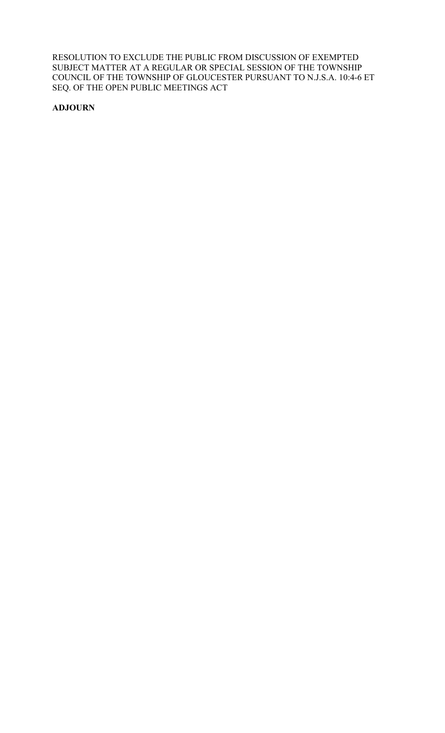RESOLUTION TO EXCLUDE THE PUBLIC FROM DISCUSSION OF EXEMPTED SUBJECT MATTER AT A REGULAR OR SPECIAL SESSION OF THE TOWNSHIP COUNCIL OF THE TOWNSHIP OF GLOUCESTER PURSUANT TO N.J.S.A. 10:4-6 ET SEQ. OF THE OPEN PUBLIC MEETINGS ACT

**ADJOURN**